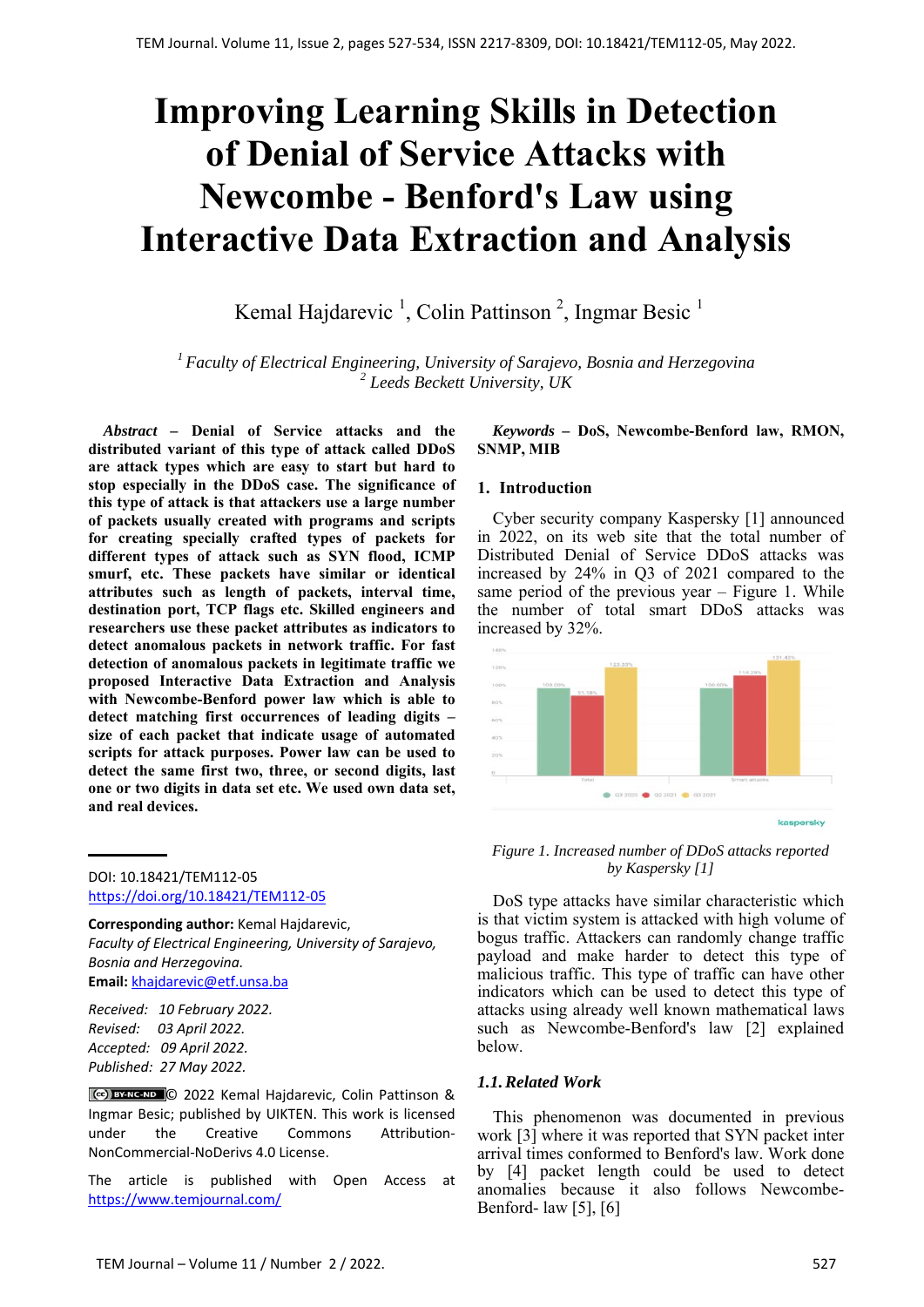# Improving Learning Skills in Detection of Denial of Service Attacks with Newcombe - Benford's Law using Interactive Data Extraction and Analysis

Kemal Hajdarevic [1], Colin Pattinson [2], Ingmar Besic [1]

[1] *Faculty of Electrical Engineering, University of Sarajevo, Bosnia and Herzegovina*
[2] *Leeds Beckett University, UK*

***Abstract*** **– Denial of Service attacks and the distributed variant of this type of attack called DDoS are attack types which are easy to start but hard to stop especially in the DDoS case. The significance of this type of attack is that attackers use a large number of packets usually created with programs and scripts for creating specially crafted types of packets for different types of attack such as SYN flood, ICMP smurf, etc. These packets have similar or identical attributes such as length of packets, interval time, destination port, TCP flags etc. Skilled engineers and researchers use these packet attributes as indicators to detect anomalous packets in network traffic. For fast detection of anomalous packets in legitimate traffic we proposed Interactive Data Extraction and Analysis with Newcombe-Benford power law which is able to detect matching first occurrences of leading digits – size of each packet that indicate usage of automated scripts for attack purposes. Power law can be used to detect the same first two, three, or second digits, last one or two digits in data set etc. We used own data set, and real devices.**

DOI: 10.18421/TEM112-05
https://doi.org/10.18421/TEM112-05

**Corresponding author:** Kemal Hajdarevic,
*Faculty of Electrical Engineering, University of Sarajevo, Bosnia and Herzegovina.*
**Email:** khajdarevic@etf.unsa.ba

*Received: 10 February 2022.*
*Revised: 03 April 2022.*
*Accepted: 09 April 2022.*
*Published: 27 May 2022.*

© 2022 Kemal Hajdarevic, Colin Pattinson & Ingmar Besic; published by UIKTEN. This work is licensed under the Creative Commons Attribution-NonCommercial-NoDerivs 4.0 License.

The article is published with Open Access at https://www.temjournal.com/

***Keywords*** **– DoS, Newcombe-Benford law, RMON, SNMP, MIB**

## 1. Introduction

Cyber security company Kaspersky [1] announced in 2022, on its web site that the total number of Distributed Denial of Service DDoS attacks was increased by 24% in Q3 of 2021 compared to the same period of the previous year – Figure 1. While the number of total smart DDoS attacks was increased by 32%.

*Figure 1. Increased number of DDoS attacks reported by Kaspersky [1]*

DoS type attacks have similar characteristic which is that victim system is attacked with high volume of bogus traffic. Attackers can randomly change traffic payload and make harder to detect this type of malicious traffic. This type of traffic can have other indicators which can be used to detect this type of attacks using already well known mathematical laws such as Newcombe-Benford's law [2] explained below.

### *1.1. Related Work*

This phenomenon was documented in previous work [3] where it was reported that SYN packet inter arrival times conformed to Benford's law. Work done by [4] packet length could be used to detect anomalies because it also follows Newcombe-Benford- law [5], [6]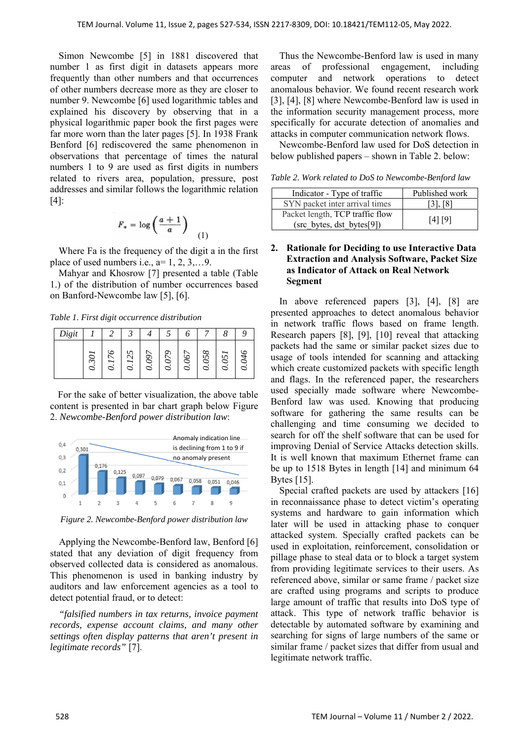Simon Newcombe [5] in 1881 discovered that number 1 as first digit in datasets appears more frequently than other numbers and that occurrences of other numbers decrease more as they are closer to number 9. Newcombe [6] used logarithmic tables and explained his discovery by observing that in a physical logarithmic paper book the first pages were far more worn than the later pages [5]. In 1938 Frank Benford [6] rediscovered the same phenomenon in observations that percentage of times the natural numbers 1 to 9 are used as first digits in numbers related to rivers area, population, pressure, post addresses and similar follows the logarithmic relation [4]:

$$F_a = \log\left(\frac{a+1}{a}\right) \quad (1)$$

Where Fa is the frequency of the digit a in the first place of used numbers i.e., a= 1, 2, 3,…9.

Mahyar and Khosrow [7] presented a table (Table 1.) of the distribution of number occurrences based on Banford-Newcombe law [5], [6].

*Table 1. First digit occurrence distribution*

| *Digit* | *1* | *2* | *3* | *4* | *5* | *6* | *7* | *8* | *9* |
|---|---|---|---|---|---|---|---|---|---|
| | *0.301* | *0.176* | *0.125* | *0.097* | *0.079* | *0.067* | *0.058* | *0.051* | *0.046* |

For the sake of better visualization, the above table content is presented in bar chart graph below Figure 2. *Newcombe-Benford power distribution law*:

*Figure 2. Newcombe-Benford power distribution law*

Applying the Newcombe-Benford law, Benford [6] stated that any deviation of digit frequency from observed collected data is considered as anomalous. This phenomenon is used in banking industry by auditors and law enforcement agencies as a tool to detect potential fraud, or to detect:

*"falsified numbers in tax returns, invoice payment records, expense account claims, and many other settings often display patterns that aren't present in legitimate records"* [7].

Thus the Newcombe-Benford law is used in many areas of professional engagement, including computer and network operations to detect anomalous behavior. We found recent research work [3], [4], [8] where Newcombe-Benford law is used in the information security management process, more specifically for accurate detection of anomalies and attacks in computer communication network flows.

Newcombe-Benford law used for DoS detection in below published papers – shown in Table 2. below:

*Table 2. Work related to DoS to Newcombe-Benford law*

| Indicator - Type of traffic | Published work |
|---|---|
| SYN packet inter arrival times | [3], [8] |
| Packet length, TCP traffic flow (src_bytes, dst_bytes[9]) | [4] [9] |

## 2. Rationale for Deciding to use Interactive Data Extraction and Analysis Software, Packet Size as Indicator of Attack on Real Network Segment

In above referenced papers [3], [4], [8] are presented approaches to detect anomalous behavior in network traffic flows based on frame length. Research papers [8], [9], [10] reveal that attacking packets had the same or similar packet sizes due to usage of tools intended for scanning and attacking which create customized packets with specific length and flags. In the referenced paper, the researchers used specially made software where Newcombe-Benford law was used. Knowing that producing software for gathering the same results can be challenging and time consuming we decided to search for off the shelf software that can be used for improving Denial of Service Attacks detection skills. It is well known that maximum Ethernet frame can be up to 1518 Bytes in length [14] and minimum 64 Bytes [15].

Special crafted packets are used by attackers [16] in reconnaissance phase to detect victim's operating systems and hardware to gain information which later will be used in attacking phase to conquer attacked system. Specially crafted packets can be used in exploitation, reinforcement, consolidation or pillage phase to steal data or to block a target system from providing legitimate services to their users. As referenced above, similar or same frame / packet size are crafted using programs and scripts to produce large amount of traffic that results into DoS type of attack. This type of network traffic behavior is detectable by automated software by examining and searching for signs of large numbers of the same or similar frame / packet sizes that differ from usual and legitimate network traffic.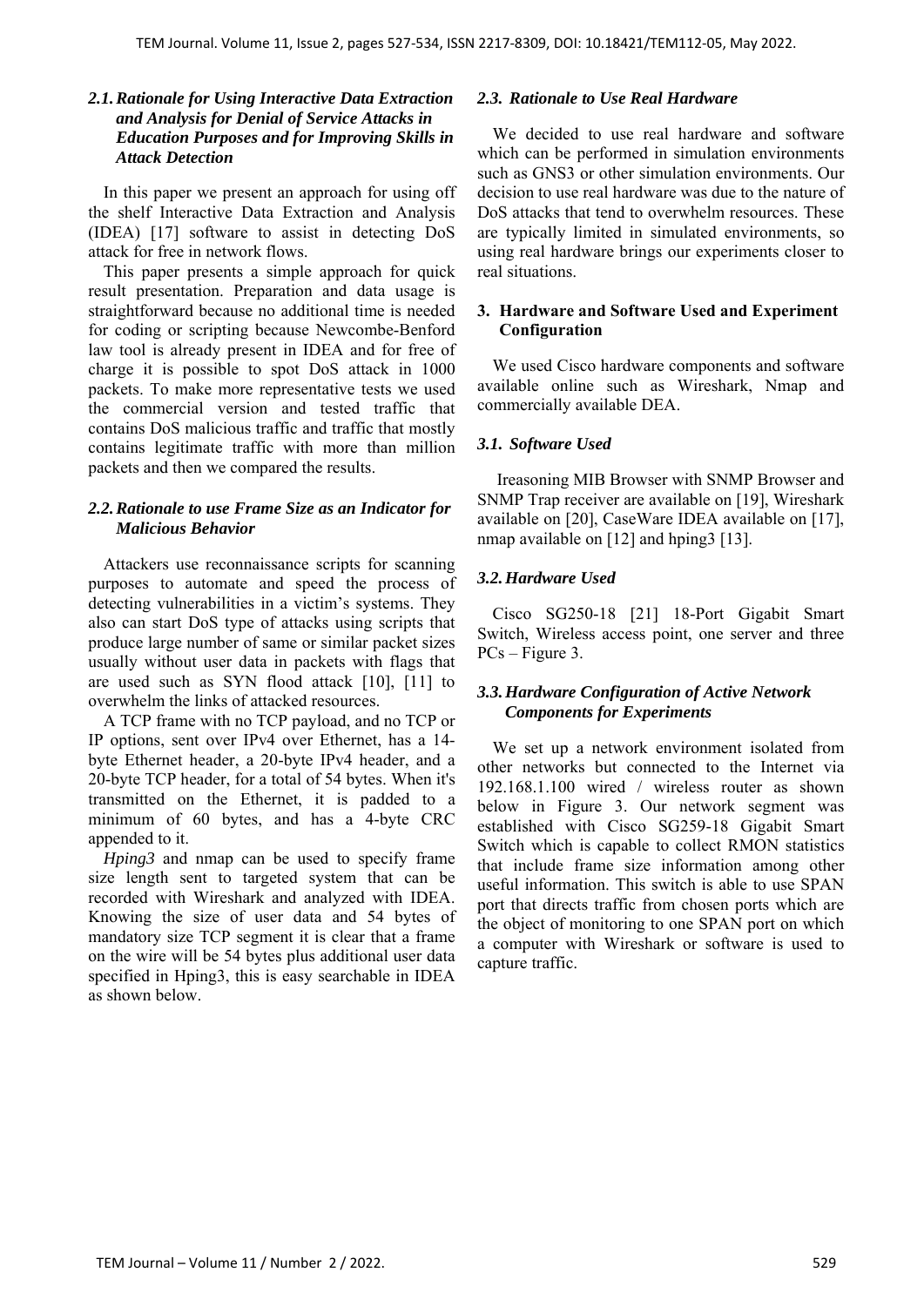### 2.1. Rationale for Using Interactive Data Extraction and Analysis for Denial of Service Attacks in Education Purposes and for Improving Skills in Attack Detection

In this paper we present an approach for using off the shelf Interactive Data Extraction and Analysis (IDEA) [17] software to assist in detecting DoS attack for free in network flows.

This paper presents a simple approach for quick result presentation. Preparation and data usage is straightforward because no additional time is needed for coding or scripting because Newcombe-Benford law tool is already present in IDEA and for free of charge it is possible to spot DoS attack in 1000 packets. To make more representative tests we used the commercial version and tested traffic that contains DoS malicious traffic and traffic that mostly contains legitimate traffic with more than million packets and then we compared the results.

### 2.2. Rationale to use Frame Size as an Indicator for Malicious Behavior

Attackers use reconnaissance scripts for scanning purposes to automate and speed the process of detecting vulnerabilities in a victim's systems. They also can start DoS type of attacks using scripts that produce large number of same or similar packet sizes usually without user data in packets with flags that are used such as SYN flood attack [10], [11] to overwhelm the links of attacked resources.

A TCP frame with no TCP payload, and no TCP or IP options, sent over IPv4 over Ethernet, has a 14-byte Ethernet header, a 20-byte IPv4 header, and a 20-byte TCP header, for a total of 54 bytes. When it's transmitted on the Ethernet, it is padded to a minimum of 60 bytes, and has a 4-byte CRC appended to it.

*Hping3* and nmap can be used to specify frame size length sent to targeted system that can be recorded with Wireshark and analyzed with IDEA. Knowing the size of user data and 54 bytes of mandatory size TCP segment it is clear that a frame on the wire will be 54 bytes plus additional user data specified in Hping3, this is easy searchable in IDEA as shown below.

### 2.3. Rationale to Use Real Hardware

We decided to use real hardware and software which can be performed in simulation environments such as GNS3 or other simulation environments. Our decision to use real hardware was due to the nature of DoS attacks that tend to overwhelm resources. These are typically limited in simulated environments, so using real hardware brings our experiments closer to real situations.

## 3. Hardware and Software Used and Experiment Configuration

We used Cisco hardware components and software available online such as Wireshark, Nmap and commercially available DEA.

### 3.1. Software Used

Ireasoning MIB Browser with SNMP Browser and SNMP Trap receiver are available on [19], Wireshark available on [20], CaseWare IDEA available on [17], nmap available on [12] and hping3 [13].

### 3.2. Hardware Used

Cisco SG250-18 [21] 18-Port Gigabit Smart Switch, Wireless access point, one server and three PCs – Figure 3.

### 3.3. Hardware Configuration of Active Network Components for Experiments

We set up a network environment isolated from other networks but connected to the Internet via 192.168.1.100 wired / wireless router as shown below in Figure 3. Our network segment was established with Cisco SG259-18 Gigabit Smart Switch which is capable to collect RMON statistics that include frame size information among other useful information. This switch is able to use SPAN port that directs traffic from chosen ports which are the object of monitoring to one SPAN port on which a computer with Wireshark or software is used to capture traffic.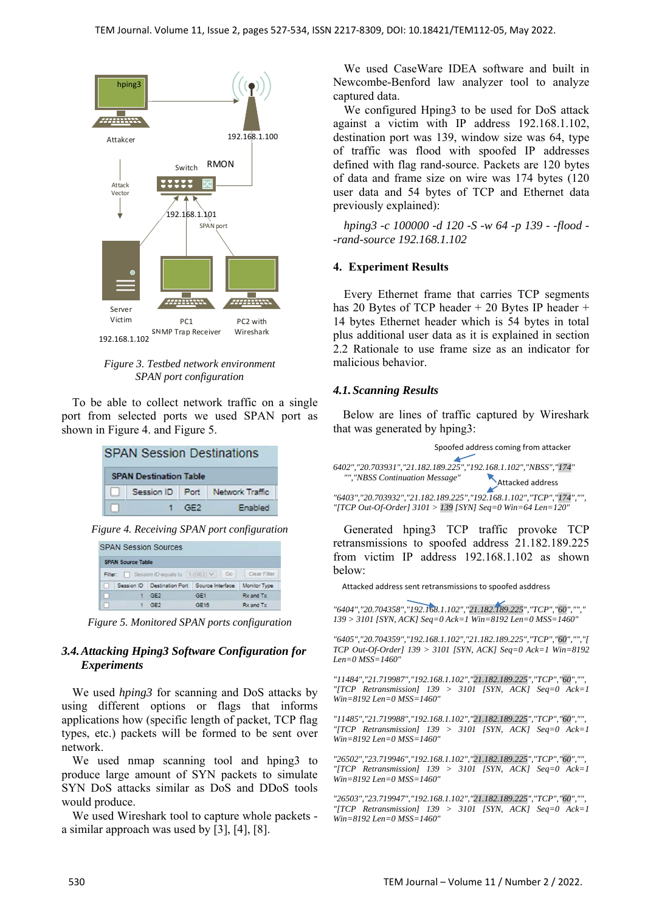Figure 3. Testbed network environment SPAN port configuration

To be able to collect network traffic on a single port from selected ports we used SPAN port as shown in Figure 4. and Figure 5.

Figure 4. Receiving SPAN port configuration

Figure 5. Monitored SPAN ports configuration

### 3.4. Attacking Hping3 Software Configuration for Experiments

We used *hping3* for scanning and DoS attacks by using different options or flags that informs applications how (specific length of packet, TCP flag types, etc.) packets will be formed to be sent over network.

We used nmap scanning tool and hping3 to produce large amount of SYN packets to simulate SYN DoS attacks similar as DoS and DDoS tools would produce.

We used Wireshark tool to capture whole packets - a similar approach was used by [3], [4], [8].

We used CaseWare IDEA software and built in Newcombe-Benford law analyzer tool to analyze captured data.

We configured Hping3 to be used for DoS attack against a victim with IP address 192.168.1.102, destination port was 139, window size was 64, type of traffic was flood with spoofed IP addresses defined with flag rand-source. Packets are 120 bytes of data and frame size on wire was 174 bytes (120 user data and 54 bytes of TCP and Ethernet data previously explained):

*hping3 -c 100000 -d 120 -S -w 64 -p 139 - -flood - -rand-source 192.168.1.102*

## 4. Experiment Results

Every Ethernet frame that carries TCP segments has 20 Bytes of TCP header + 20 Bytes IP header + 14 bytes Ethernet header which is 54 bytes in total plus additional user data as it is explained in section 2.2 Rationale to use frame size as an indicator for malicious behavior.

### 4.1. Scanning Results

Below are lines of traffic captured by Wireshark that was generated by hping3:

Spoofed address coming from attacker

*6402","20.703931","21.182.189.225","192.168.1.102","NBSS","174" "","NBSS Continuation Message"*

Attacked address

*"6403","20.703932","21.182.189.225","192.168.1.102","TCP","174","", "[TCP Out-Of-Order] 3101 > 139 [SYN] Seq=0 Win=64 Len=120"*

Generated hping3 TCP traffic provoke TCP retransmissions to spoofed address 21.182.189.225 from victim IP address 192.168.1.102 as shown below:

Attacked address sent retransmissions to spoofed asddress

*"6404","20.704358","192.168.1.102","21.182.189.225","TCP","60","","139 > 3101 [SYN, ACK] Seq=0 Ack=1 Win=8192 Len=0 MSS=1460"*

*"6405","20.704359","192.168.1.102","21.182.189.225","TCP","60","","[TCP Out-Of-Order] 139 > 3101 [SYN, ACK] Seq=0 Ack=1 Win=8192 Len=0 MSS=1460"*

*"11484","21.719987","192.168.1.102","21.182.189.225","TCP","60","", "[TCP Retransmission] 139 > 3101 [SYN, ACK] Seq=0 Ack=1 Win=8192 Len=0 MSS=1460"*

*"11485","21.719988","192.168.1.102","21.182.189.225","TCP","60","", "[TCP Retransmission] 139 > 3101 [SYN, ACK] Seq=0 Ack=1 Win=8192 Len=0 MSS=1460"*

*"26502","23.719946","192.168.1.102","21.182.189.225","TCP","60","", "[TCP Retransmission] 139 > 3101 [SYN, ACK] Seq=0 Ack=1 Win=8192 Len=0 MSS=1460"*

*"26503","23.719947","192.168.1.102","21.182.189.225","TCP","60","", "[TCP Retransmission] 139 > 3101 [SYN, ACK] Seq=0 Ack=1 Win=8192 Len=0 MSS=1460"*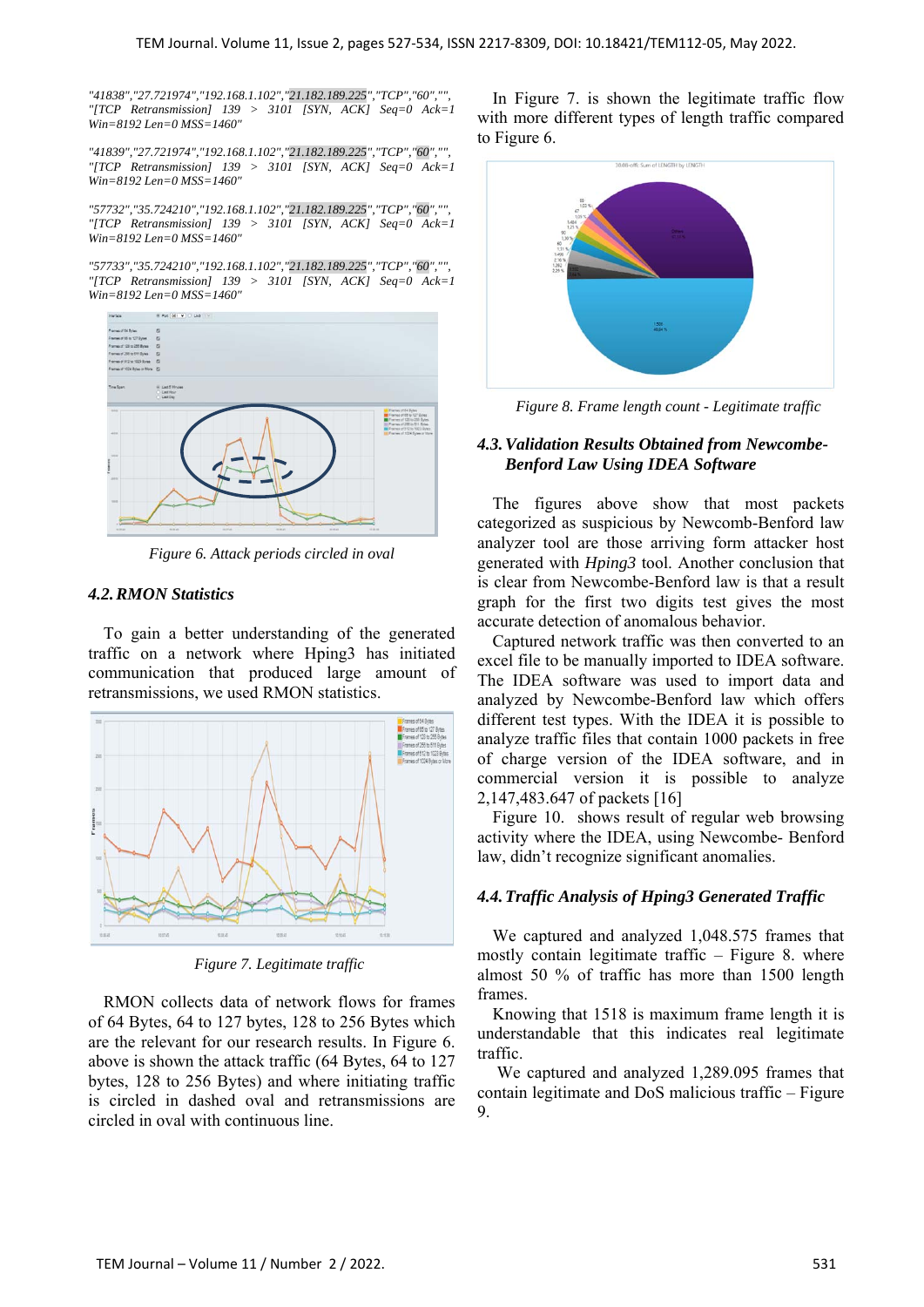*"41838","27.721974","192.168.1.102","21.182.189.225","TCP","60","", "[TCP Retransmission] 139 > 3101 [SYN, ACK] Seq=0 Ack=1 Win=8192 Len=0 MSS=1460"*

*"41839","27.721974","192.168.1.102","21.182.189.225","TCP","60","", "[TCP Retransmission] 139 > 3101 [SYN, ACK] Seq=0 Ack=1 Win=8192 Len=0 MSS=1460"*

*"57732","35.724210","192.168.1.102","21.182.189.225","TCP","60","", "[TCP Retransmission] 139 > 3101 [SYN, ACK] Seq=0 Ack=1 Win=8192 Len=0 MSS=1460"*

*"57733","35.724210","192.168.1.102","21.182.189.225","TCP","60","", "[TCP Retransmission] 139 > 3101 [SYN, ACK] Seq=0 Ack=1 Win=8192 Len=0 MSS=1460"*

*Figure 6. Attack periods circled in oval*

### 4.2. RMON Statistics

To gain a better understanding of the generated traffic on a network where Hping3 has initiated communication that produced large amount of retransmissions, we used RMON statistics.

*Figure 7. Legitimate traffic*

RMON collects data of network flows for frames of 64 Bytes, 64 to 127 bytes, 128 to 256 Bytes which are the relevant for our research results. In Figure 6. above is shown the attack traffic (64 Bytes, 64 to 127 bytes, 128 to 256 Bytes) and where initiating traffic is circled in dashed oval and retransmissions are circled in oval with continuous line.

In Figure 7. is shown the legitimate traffic flow with more different types of length traffic compared to Figure 6.

*Figure 8. Frame length count - Legitimate traffic*

### 4.3. Validation Results Obtained from Newcombe-Benford Law Using IDEA Software

The figures above show that most packets categorized as suspicious by Newcomb-Benford law analyzer tool are those arriving form attacker host generated with *Hping3* tool. Another conclusion that is clear from Newcombe-Benford law is that a result graph for the first two digits test gives the most accurate detection of anomalous behavior.

Captured network traffic was then converted to an excel file to be manually imported to IDEA software. The IDEA software was used to import data and analyzed by Newcombe-Benford law which offers different test types. With the IDEA it is possible to analyze traffic files that contain 1000 packets in free of charge version of the IDEA software, and in commercial version it is possible to analyze 2,147,483.647 of packets [16]

Figure 10. shows result of regular web browsing activity where the IDEA, using Newcombe- Benford law, didn't recognize significant anomalies.

### 4.4. Traffic Analysis of Hping3 Generated Traffic

We captured and analyzed 1,048.575 frames that mostly contain legitimate traffic – Figure 8. where almost 50 % of traffic has more than 1500 length frames.

Knowing that 1518 is maximum frame length it is understandable that this indicates real legitimate traffic.

We captured and analyzed 1,289.095 frames that contain legitimate and DoS malicious traffic – Figure 9.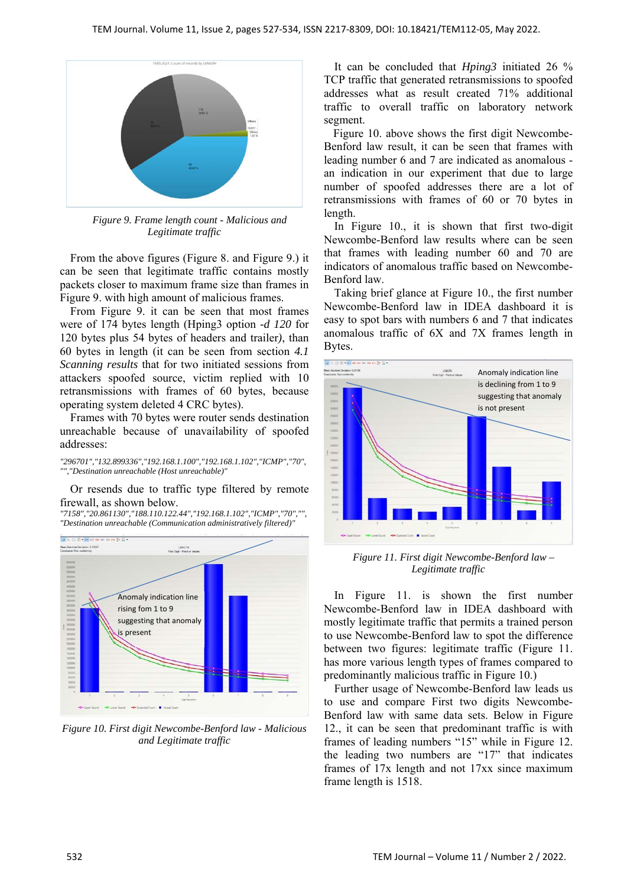*Figure 9. Frame length count - Malicious and Legitimate traffic*

From the above figures (Figure 8. and Figure 9.) it can be seen that legitimate traffic contains mostly packets closer to maximum frame size than frames in Figure 9. with high amount of malicious frames.

From Figure 9. it can be seen that most frames were of 174 bytes length (Hping3 option *-d 120* for 120 bytes plus 54 bytes of headers and trailer*)*, than 60 bytes in length (it can be seen from section *4.1 Scanning results* that for two initiated sessions from attackers spoofed source, victim replied with 10 retransmissions with frames of 60 bytes, because operating system deleted 4 CRC bytes).

Frames with 70 bytes were router sends destination unreachable because of unavailability of spoofed addresses:

*"296701","132.899336","192.168.1.100","192.168.1.102","ICMP","70","","Destination unreachable (Host unreachable)"*

Or resends due to traffic type filtered by remote firewall, as shown below.

*"7158","20.861130","188.110.122.44","192.168.1.102","ICMP","70","","Destination unreachable (Communication administratively filtered)"*

*Figure 10. First digit Newcombe-Benford law - Malicious and Legitimate traffic*

It can be concluded that *Hping3* initiated 26 % TCP traffic that generated retransmissions to spoofed addresses what as result created 71% additional traffic to overall traffic on laboratory network segment.

Figure 10. above shows the first digit Newcombe-Benford law result, it can be seen that frames with leading number 6 and 7 are indicated as anomalous - an indication in our experiment that due to large number of spoofed addresses there are a lot of retransmissions with frames of 60 or 70 bytes in length.

In Figure 10., it is shown that first two-digit Newcombe-Benford law results where can be seen that frames with leading number 60 and 70 are indicators of anomalous traffic based on Newcombe-Benford law.

Taking brief glance at Figure 10., the first number Newcombe-Benford law in IDEA dashboard it is easy to spot bars with numbers 6 and 7 that indicates anomalous traffic of 6X and 7X frames length in Bytes.

*Figure 11. First digit Newcombe-Benford law – Legitimate traffic*

In Figure 11. is shown the first number Newcombe-Benford law in IDEA dashboard with mostly legitimate traffic that permits a trained person to use Newcombe-Benford law to spot the difference between two figures: legitimate traffic (Figure 11. has more various length types of frames compared to predominantly malicious traffic in Figure 10.)

Further usage of Newcombe-Benford law leads us to use and compare First two digits Newcombe-Benford law with same data sets. Below in Figure 12., it can be seen that predominant traffic is with frames of leading numbers "15" while in Figure 12. the leading two numbers are "17" that indicates frames of 17x length and not 17xx since maximum frame length is 1518.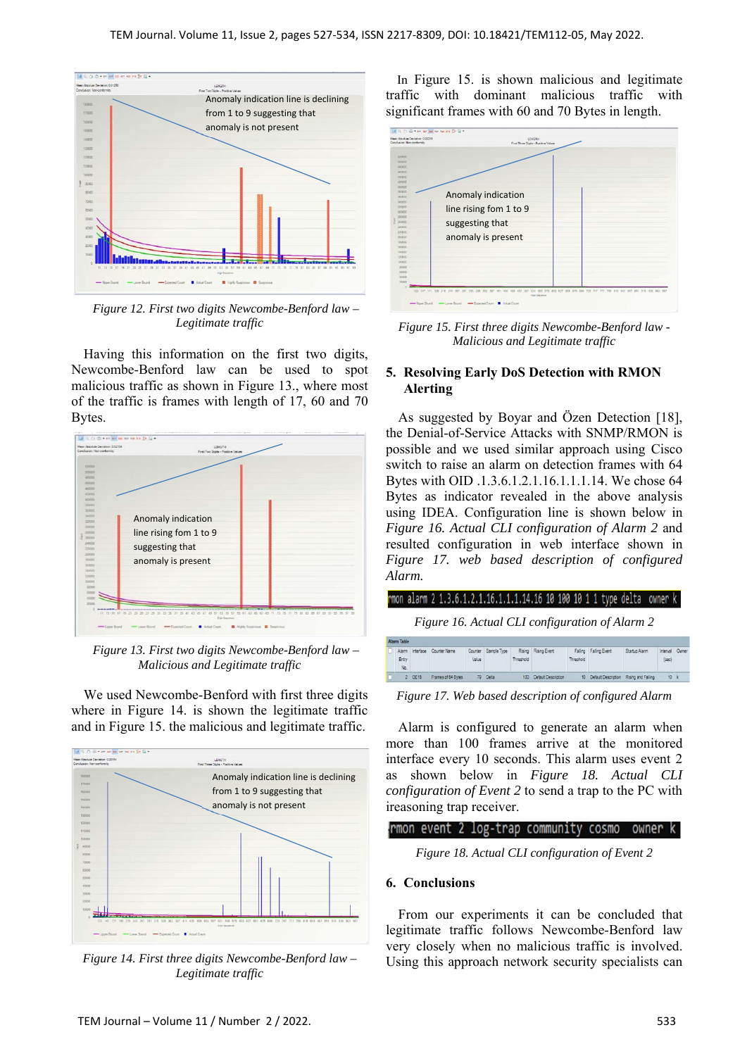*Figure 12. First two digits Newcombe-Benford law – Legitimate traffic*

Having this information on the first two digits, Newcombe-Benford law can be used to spot malicious traffic as shown in Figure 13., where most of the traffic is frames with length of 17, 60 and 70 Bytes.

*Figure 13. First two digits Newcombe-Benford law – Malicious and Legitimate traffic*

We used Newcombe-Benford with first three digits where in Figure 14. is shown the legitimate traffic and in Figure 15. the malicious and legitimate traffic.

*Figure 14. First three digits Newcombe-Benford law – Legitimate traffic*

In Figure 15. is shown malicious and legitimate traffic with dominant malicious traffic with significant frames with 60 and 70 Bytes in length.

*Figure 15. First three digits Newcombe-Benford law - Malicious and Legitimate traffic*

## 5. Resolving Early DoS Detection with RMON Alerting

As suggested by Boyar and Özen Detection [18], the Denial-of-Service Attacks with SNMP/RMON is possible and we used similar approach using Cisco switch to raise an alarm on detection frames with 64 Bytes with OID .1.3.6.1.2.1.16.1.1.1.14. We chose 64 Bytes as indicator revealed in the above analysis using IDEA. Configuration line is shown below in *Figure 16. Actual CLI configuration of Alarm 2* and resulted configuration in web interface shown in *Figure 17. web based description of configured Alarm.*

```
rmon alarm 2 1.3.6.1.2.1.16.1.1.1.14.16 10 100 10 1 1 type delta owner k
```

*Figure 16. Actual CLI configuration of Alarm 2*

Alarm Table

| | Alarm Entry No. | Interface | Counter Name | Counter Value | Sample Type | Rising Threshold | Rising Event | Falling Threshold | Falling Event | Startup Alarm | Interval (sec) | Owner |
|---|---|---|---|---|---|---|---|---|---|---|---|---|
| | 2 | GE16 | Frames of 64 Bytes | 79 | Delta | 100 | Default Description | 10 | Default Description | Rising and Falling | 10 | k |

*Figure 17. Web based description of configured Alarm*

Alarm is configured to generate an alarm when more than 100 frames arrive at the monitored interface every 10 seconds. This alarm uses event 2 as shown below in *Figure 18. Actual CLI configuration of Event 2* to send a trap to the PC with ireasoning trap receiver.

```
rmon event 2 log-trap community cosmo owner k
```

*Figure 18. Actual CLI configuration of Event 2*

## 6. Conclusions

From our experiments it can be concluded that legitimate traffic follows Newcombe-Benford law very closely when no malicious traffic is involved. Using this approach network security specialists can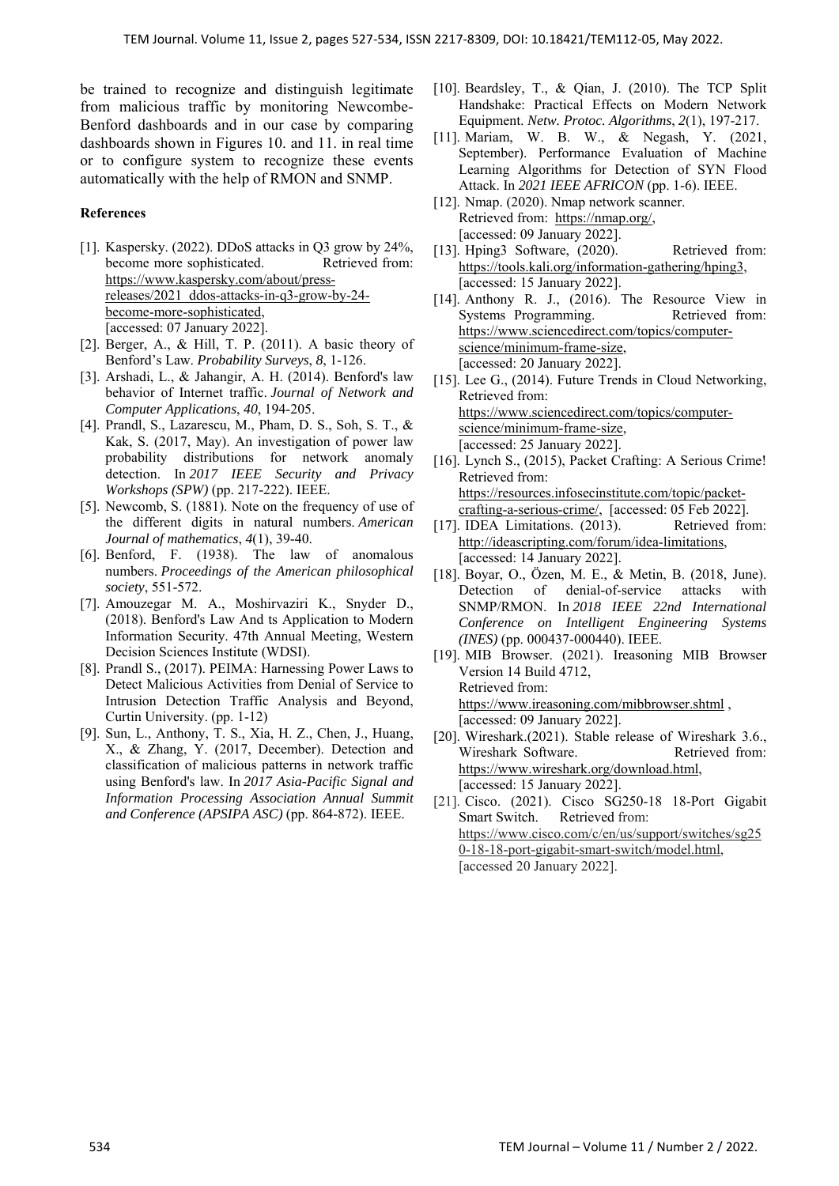be trained to recognize and distinguish legitimate from malicious traffic by monitoring Newcombe-Benford dashboards and in our case by comparing dashboards shown in Figures 10. and 11. in real time or to configure system to recognize these events automatically with the help of RMON and SNMP.

## References

[1]. Kaspersky. (2022). DDoS attacks in Q3 grow by 24%, become more sophisticated. Retrieved from: https://www.kaspersky.com/about/press-releases/2021_ddos-attacks-in-q3-grow-by-24-become-more-sophisticated, [accessed: 07 January 2022].

[2]. Berger, A., & Hill, T. P. (2011). A basic theory of Benford's Law. *Probability Surveys*, *8*, 1-126.

[3]. Arshadi, L., & Jahangir, A. H. (2014). Benford's law behavior of Internet traffic. *Journal of Network and Computer Applications*, *40*, 194-205.

[4]. Prandl, S., Lazarescu, M., Pham, D. S., Soh, S. T., & Kak, S. (2017, May). An investigation of power law probability distributions for network anomaly detection. In *2017 IEEE Security and Privacy Workshops (SPW)* (pp. 217-222). IEEE.

[5]. Newcomb, S. (1881). Note on the frequency of use of the different digits in natural numbers. *American Journal of mathematics*, *4*(1), 39-40.

[6]. Benford, F. (1938). The law of anomalous numbers. *Proceedings of the American philosophical society*, 551-572.

[7]. Amouzegar M. A., Moshirvaziri K., Snyder D., (2018). Benford's Law And ts Application to Modern Information Security. 47th Annual Meeting, Western Decision Sciences Institute (WDSI).

[8]. Prandl S., (2017). PEIMA: Harnessing Power Laws to Detect Malicious Activities from Denial of Service to Intrusion Detection Traffic Analysis and Beyond, Curtin University. (pp. 1-12)

[9]. Sun, L., Anthony, T. S., Xia, H. Z., Chen, J., Huang, X., & Zhang, Y. (2017, December). Detection and classification of malicious patterns in network traffic using Benford's law. In *2017 Asia-Pacific Signal and Information Processing Association Annual Summit and Conference (APSIPA ASC)* (pp. 864-872). IEEE.

[10]. Beardsley, T., & Qian, J. (2010). The TCP Split Handshake: Practical Effects on Modern Network Equipment. *Netw. Protoc. Algorithms*, *2*(1), 197-217.

[11]. Mariam, W. B. W., & Negash, Y. (2021, September). Performance Evaluation of Machine Learning Algorithms for Detection of SYN Flood Attack. In *2021 IEEE AFRICON* (pp. 1-6). IEEE.

[12]. Nmap. (2020). Nmap network scanner. Retrieved from: https://nmap.org/, [accessed: 09 January 2022].

[13]. Hping3 Software, (2020). Retrieved from: https://tools.kali.org/information-gathering/hping3, [accessed: 15 January 2022].

[14]. Anthony R. J., (2016). The Resource View in Systems Programming. Retrieved from: https://www.sciencedirect.com/topics/computer-science/minimum-frame-size, [accessed: 20 January 2022].

[15]. Lee G., (2014). Future Trends in Cloud Networking, Retrieved from: https://www.sciencedirect.com/topics/computer-science/minimum-frame-size, [accessed: 25 January 2022].

[16]. Lynch S., (2015), Packet Crafting: A Serious Crime! Retrieved from: https://resources.infosecinstitute.com/topic/packet-crafting-a-serious-crime/, [accessed: 05 Feb 2022].

[17]. IDEA Limitations. (2013). Retrieved from: http://ideascripting.com/forum/idea-limitations, [accessed: 14 January 2022].

[18]. Boyar, O., Özen, M. E., & Metin, B. (2018, June). Detection of denial-of-service attacks with SNMP/RMON. In *2018 IEEE 22nd International Conference on Intelligent Engineering Systems (INES)* (pp. 000437-000440). IEEE.

[19]. MIB Browser. (2021). Ireasoning MIB Browser Version 14 Build 4712, Retrieved from: https://www.ireasoning.com/mibbrowser.shtml , [accessed: 09 January 2022].

[20]. Wireshark.(2021). Stable release of Wireshark 3.6., Wireshark Software. Retrieved from: https://www.wireshark.org/download.html, [accessed: 15 January 2022].

[21]. Cisco. (2021). Cisco SG250-18 18-Port Gigabit Smart Switch. Retrieved from: https://www.cisco.com/c/en/us/support/switches/sg250-18-18-port-gigabit-smart-switch/model.html, [accessed 20 January 2022].